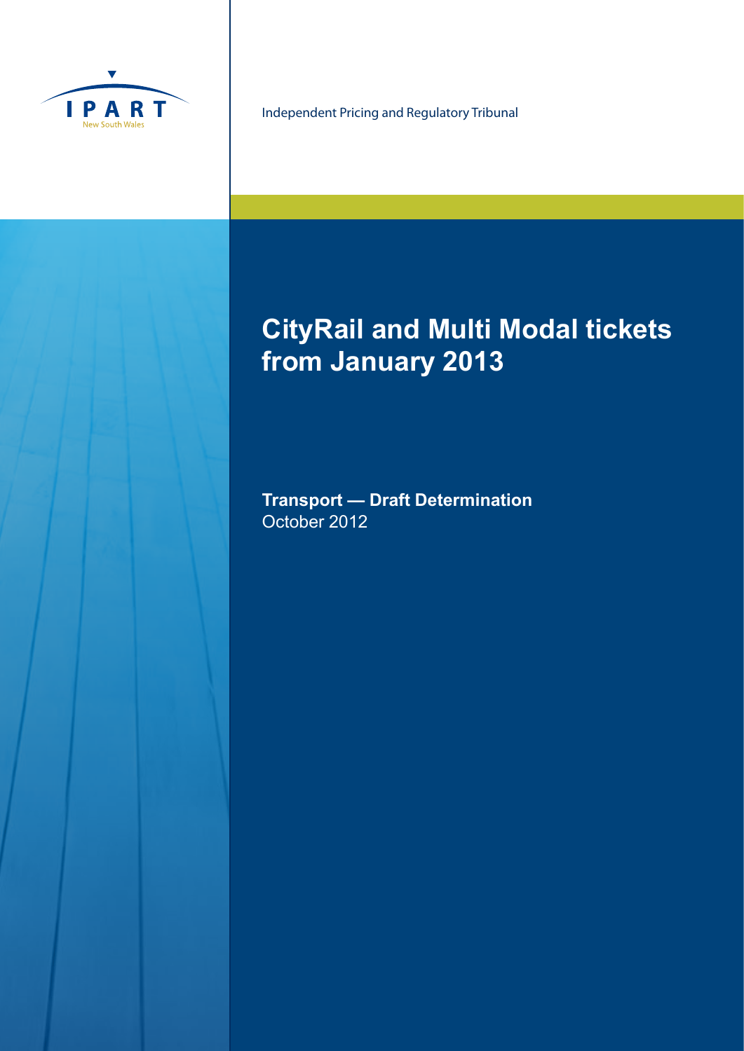IPART

New South Wales

Independent Pricing and Regulatory Tribunal

# CityRail and Multi Modal tickets from January 2013

**Transport — Draft Determination**
October 2012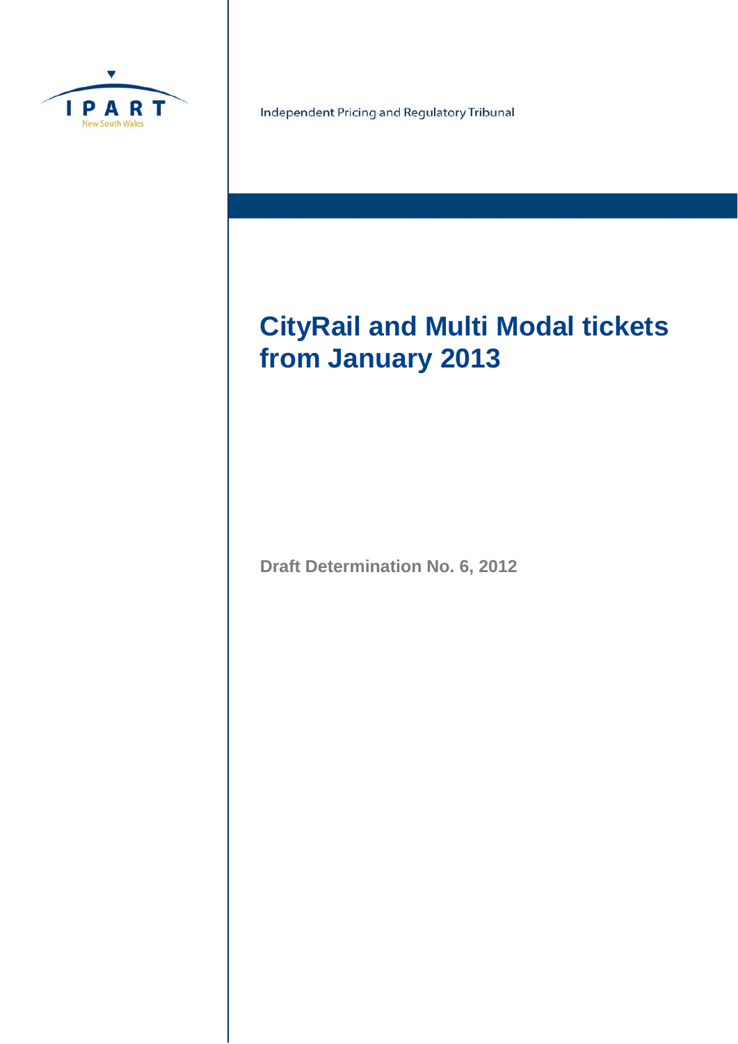Independent Pricing and Regulatory Tribunal

# CityRail and Multi Modal tickets from January 2013

**Draft Determination No. 6, 2012**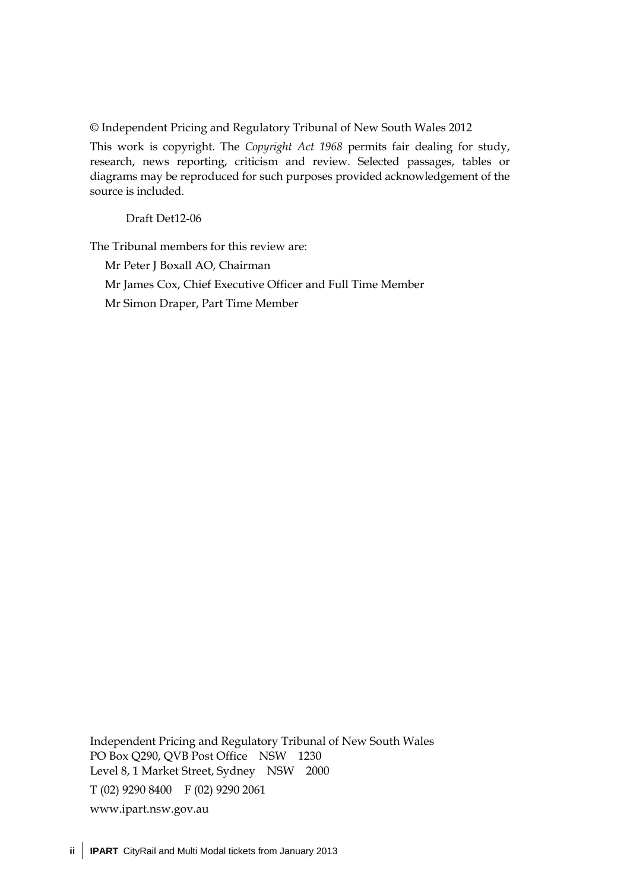© Independent Pricing and Regulatory Tribunal of New South Wales 2012

This work is copyright. The *Copyright Act 1968* permits fair dealing for study, research, news reporting, criticism and review. Selected passages, tables or diagrams may be reproduced for such purposes provided acknowledgement of the source is included.

Draft Det12-06

The Tribunal members for this review are:

Mr Peter J Boxall AO, Chairman

Mr James Cox, Chief Executive Officer and Full Time Member

Mr Simon Draper, Part Time Member

Independent Pricing and Regulatory Tribunal of New South Wales
PO Box Q290, QVB Post Office NSW 1230
Level 8, 1 Market Street, Sydney NSW 2000

T (02) 9290 8400 F (02) 9290 2061

www.ipart.nsw.gov.au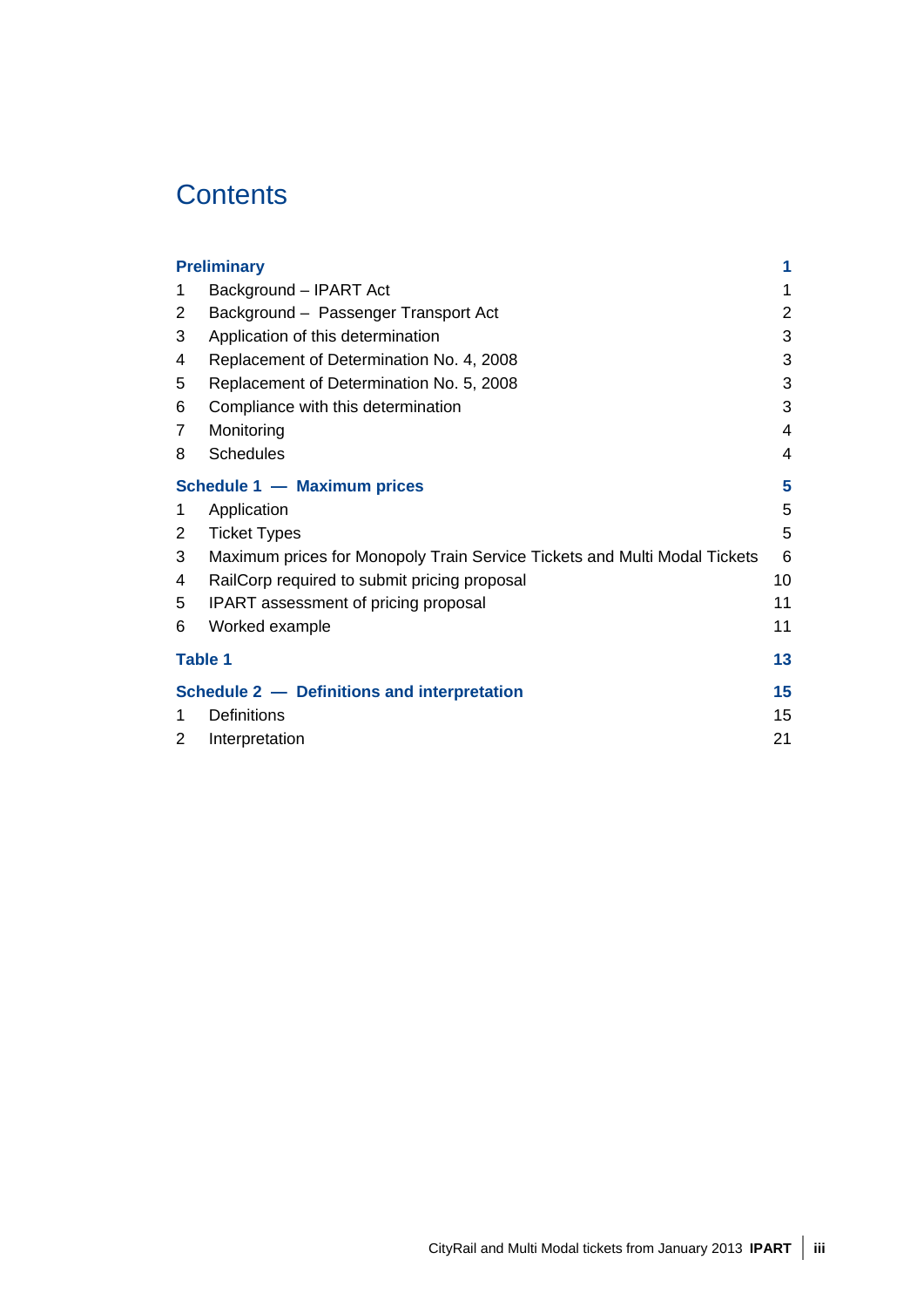# Contents

| | | |
|---|---|---|
| **Preliminary** | | **1** |
| 1 | Background – IPART Act | 1 |
| 2 | Background – Passenger Transport Act | 2 |
| 3 | Application of this determination | 3 |
| 4 | Replacement of Determination No. 4, 2008 | 3 |
| 5 | Replacement of Determination No. 5, 2008 | 3 |
| 6 | Compliance with this determination | 3 |
| 7 | Monitoring | 4 |
| 8 | Schedules | 4 |
| **Schedule 1 — Maximum prices** | | **5** |
| 1 | Application | 5 |
| 2 | Ticket Types | 5 |
| 3 | Maximum prices for Monopoly Train Service Tickets and Multi Modal Tickets | 6 |
| 4 | RailCorp required to submit pricing proposal | 10 |
| 5 | IPART assessment of pricing proposal | 11 |
| 6 | Worked example | 11 |
| **Table 1** | | **13** |
| **Schedule 2 — Definitions and interpretation** | | **15** |
| 1 | Definitions | 15 |
| 2 | Interpretation | 21 |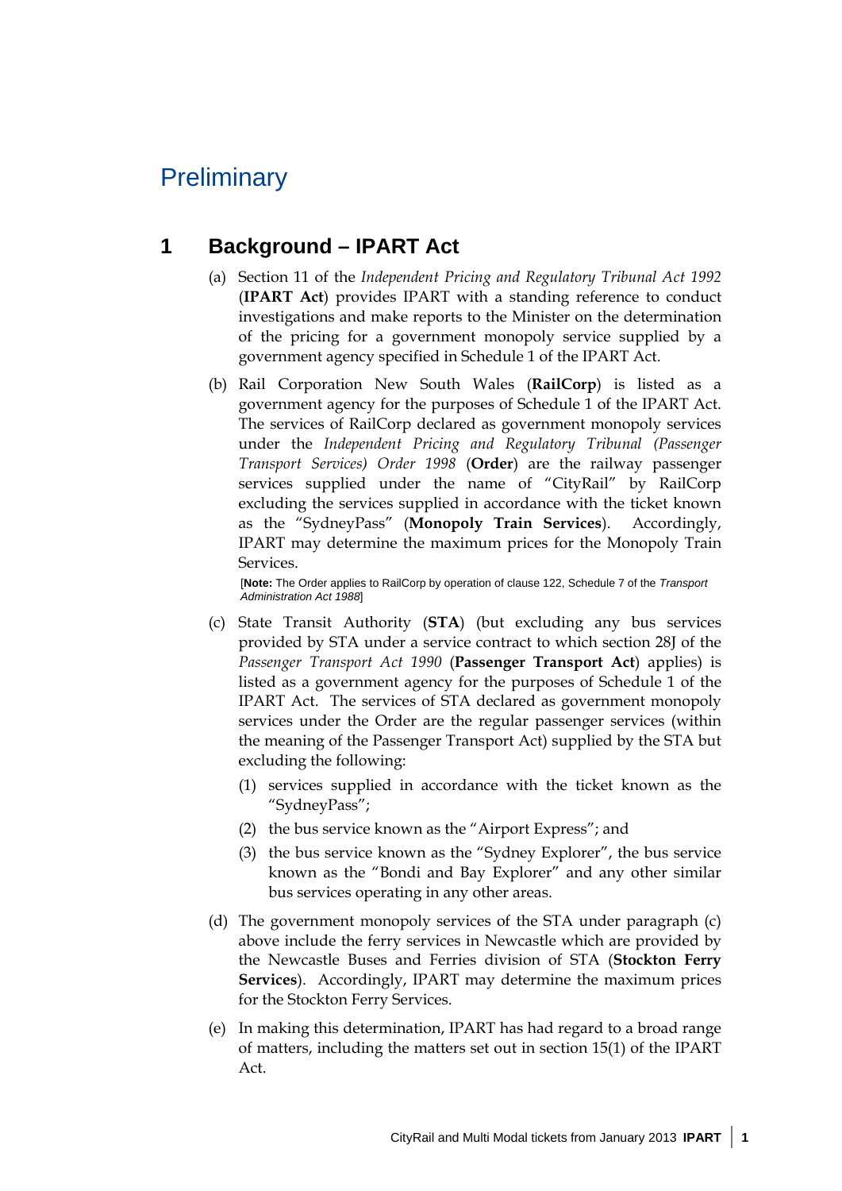# Preliminary

## 1 Background – IPART Act

(a) Section 11 of the *Independent Pricing and Regulatory Tribunal Act 1992* (**IPART Act**) provides IPART with a standing reference to conduct investigations and make reports to the Minister on the determination of the pricing for a government monopoly service supplied by a government agency specified in Schedule 1 of the IPART Act.

(b) Rail Corporation New South Wales (**RailCorp**) is listed as a government agency for the purposes of Schedule 1 of the IPART Act. The services of RailCorp declared as government monopoly services under the *Independent Pricing and Regulatory Tribunal (Passenger Transport Services) Order 1998* (**Order**) are the railway passenger services supplied under the name of "CityRail" by RailCorp excluding the services supplied in accordance with the ticket known as the "SydneyPass" (**Monopoly Train Services**). Accordingly, IPART may determine the maximum prices for the Monopoly Train Services.

[**Note:** The Order applies to RailCorp by operation of clause 122, Schedule 7 of the *Transport Administration Act 1988*]

(c) State Transit Authority (**STA**) (but excluding any bus services provided by STA under a service contract to which section 28J of the *Passenger Transport Act 1990* (**Passenger Transport Act**) applies) is listed as a government agency for the purposes of Schedule 1 of the IPART Act. The services of STA declared as government monopoly services under the Order are the regular passenger services (within the meaning of the Passenger Transport Act) supplied by the STA but excluding the following:

(1) services supplied in accordance with the ticket known as the "SydneyPass";

(2) the bus service known as the "Airport Express"; and

(3) the bus service known as the "Sydney Explorer", the bus service known as the "Bondi and Bay Explorer" and any other similar bus services operating in any other areas.

(d) The government monopoly services of the STA under paragraph (c) above include the ferry services in Newcastle which are provided by the Newcastle Buses and Ferries division of STA (**Stockton Ferry Services**). Accordingly, IPART may determine the maximum prices for the Stockton Ferry Services.

(e) In making this determination, IPART has had regard to a broad range of matters, including the matters set out in section 15(1) of the IPART Act.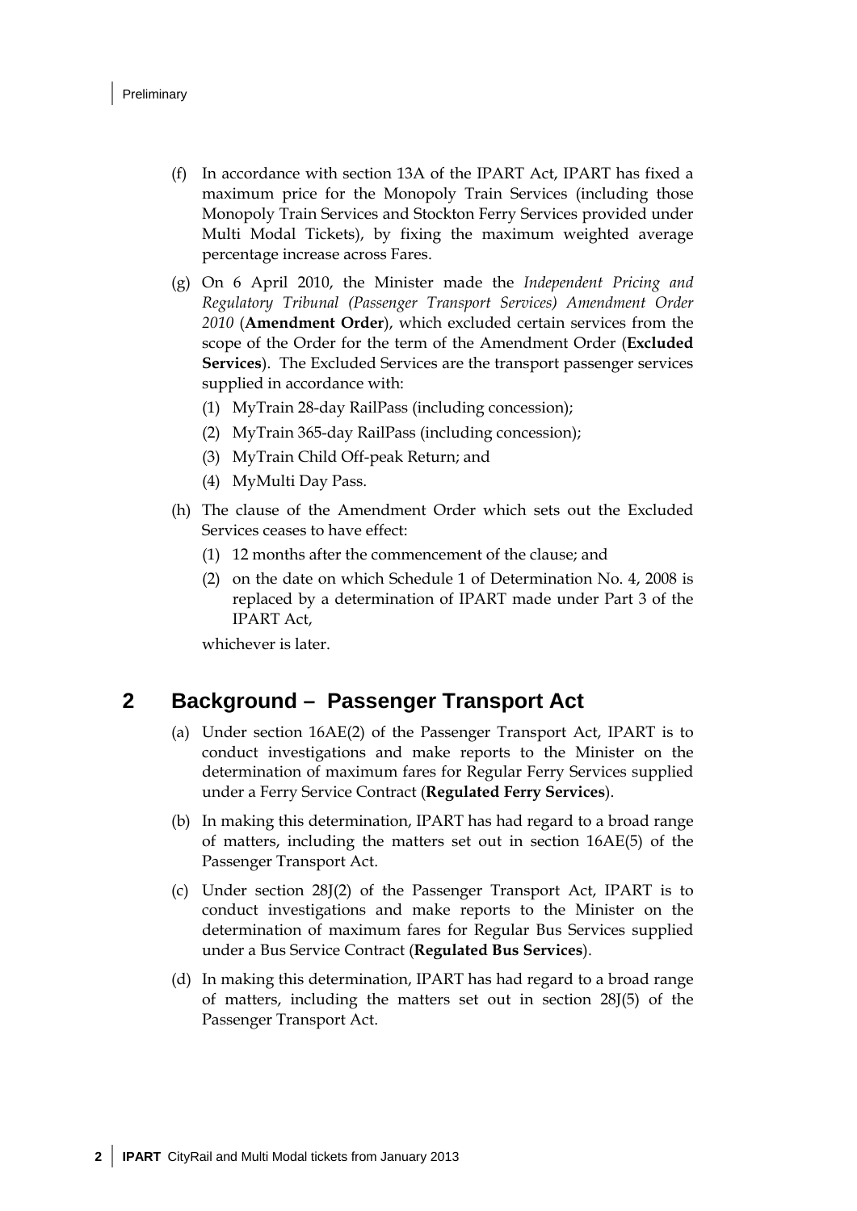(f) In accordance with section 13A of the IPART Act, IPART has fixed a maximum price for the Monopoly Train Services (including those Monopoly Train Services and Stockton Ferry Services provided under Multi Modal Tickets), by fixing the maximum weighted average percentage increase across Fares.

(g) On 6 April 2010, the Minister made the *Independent Pricing and Regulatory Tribunal (Passenger Transport Services) Amendment Order 2010* (**Amendment Order**), which excluded certain services from the scope of the Order for the term of the Amendment Order (**Excluded Services**). The Excluded Services are the transport passenger services supplied in accordance with:

  (1) MyTrain 28-day RailPass (including concession);

  (2) MyTrain 365-day RailPass (including concession);

  (3) MyTrain Child Off-peak Return; and

  (4) MyMulti Day Pass.

(h) The clause of the Amendment Order which sets out the Excluded Services ceases to have effect:

  (1) 12 months after the commencement of the clause; and

  (2) on the date on which Schedule 1 of Determination No. 4, 2008 is replaced by a determination of IPART made under Part 3 of the IPART Act,

  whichever is later.

## 2 Background – Passenger Transport Act

(a) Under section 16AE(2) of the Passenger Transport Act, IPART is to conduct investigations and make reports to the Minister on the determination of maximum fares for Regular Ferry Services supplied under a Ferry Service Contract (**Regulated Ferry Services**).

(b) In making this determination, IPART has had regard to a broad range of matters, including the matters set out in section 16AE(5) of the Passenger Transport Act.

(c) Under section 28J(2) of the Passenger Transport Act, IPART is to conduct investigations and make reports to the Minister on the determination of maximum fares for Regular Bus Services supplied under a Bus Service Contract (**Regulated Bus Services**).

(d) In making this determination, IPART has had regard to a broad range of matters, including the matters set out in section 28J(5) of the Passenger Transport Act.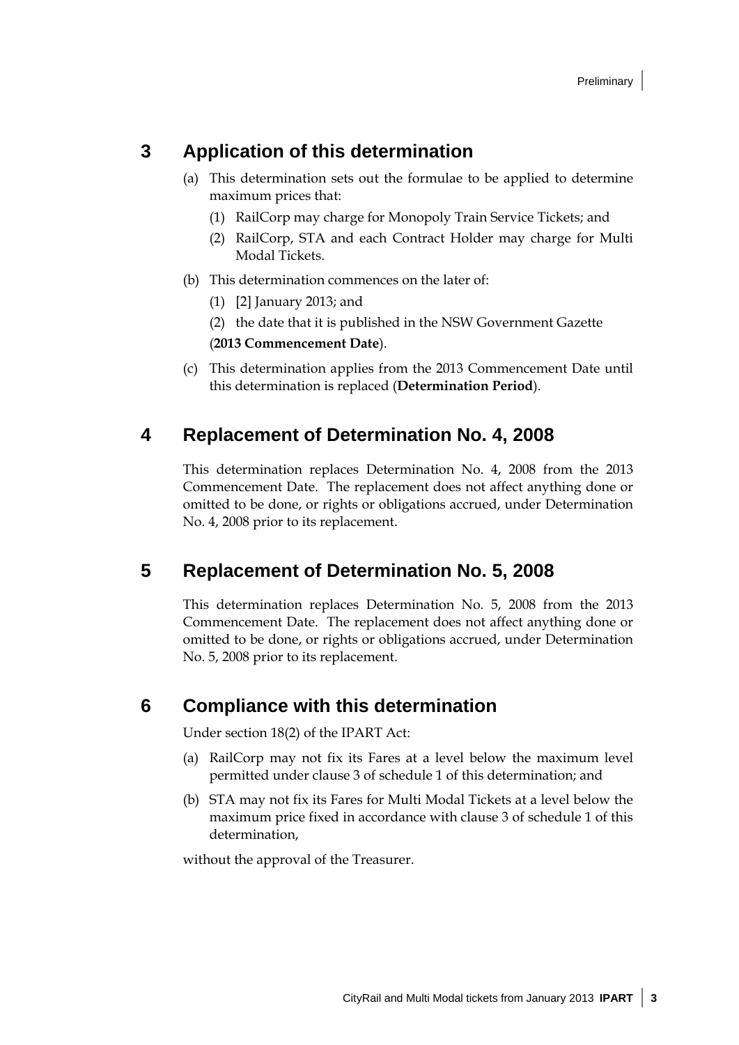## 3 Application of this determination

(a) This determination sets out the formulae to be applied to determine maximum prices that:

(1) RailCorp may charge for Monopoly Train Service Tickets; and

(2) RailCorp, STA and each Contract Holder may charge for Multi Modal Tickets.

(b) This determination commences on the later of:

(1) [2] January 2013; and

(2) the date that it is published in the NSW Government Gazette

(**2013 Commencement Date**).

(c) This determination applies from the 2013 Commencement Date until this determination is replaced (**Determination Period**).

## 4 Replacement of Determination No. 4, 2008

This determination replaces Determination No. 4, 2008 from the 2013 Commencement Date. The replacement does not affect anything done or omitted to be done, or rights or obligations accrued, under Determination No. 4, 2008 prior to its replacement.

## 5 Replacement of Determination No. 5, 2008

This determination replaces Determination No. 5, 2008 from the 2013 Commencement Date. The replacement does not affect anything done or omitted to be done, or rights or obligations accrued, under Determination No. 5, 2008 prior to its replacement.

## 6 Compliance with this determination

Under section 18(2) of the IPART Act:

(a) RailCorp may not fix its Fares at a level below the maximum level permitted under clause 3 of schedule 1 of this determination; and

(b) STA may not fix its Fares for Multi Modal Tickets at a level below the maximum price fixed in accordance with clause 3 of schedule 1 of this determination,

without the approval of the Treasurer.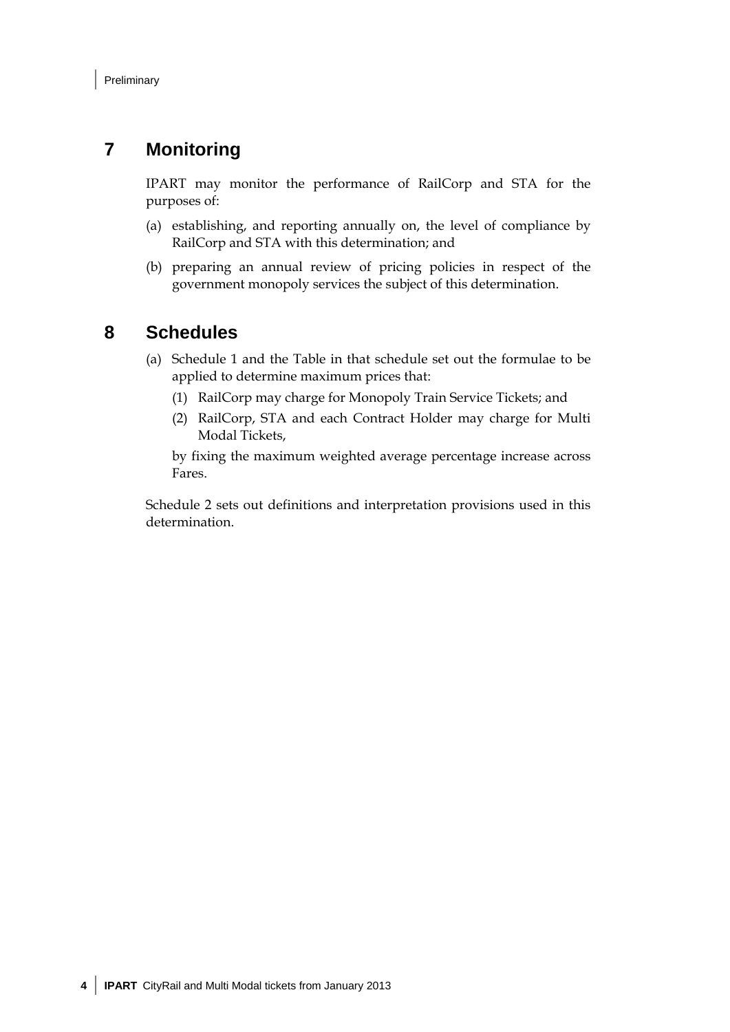## 7 Monitoring

IPART may monitor the performance of RailCorp and STA for the purposes of:

(a) establishing, and reporting annually on, the level of compliance by RailCorp and STA with this determination; and

(b) preparing an annual review of pricing policies in respect of the government monopoly services the subject of this determination.

## 8 Schedules

(a) Schedule 1 and the Table in that schedule set out the formulae to be applied to determine maximum prices that:

(1) RailCorp may charge for Monopoly Train Service Tickets; and

(2) RailCorp, STA and each Contract Holder may charge for Multi Modal Tickets,

by fixing the maximum weighted average percentage increase across Fares.

Schedule 2 sets out definitions and interpretation provisions used in this determination.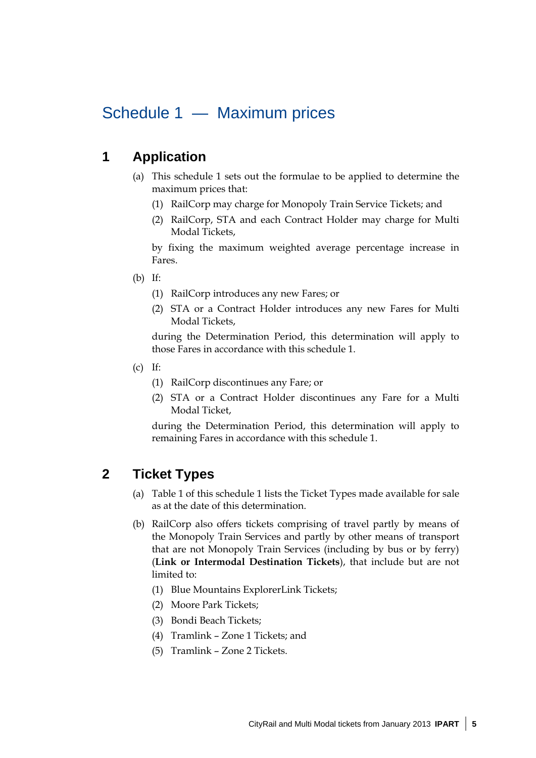# Schedule 1 — Maximum prices

## 1 Application

(a) This schedule 1 sets out the formulae to be applied to determine the maximum prices that:

(1) RailCorp may charge for Monopoly Train Service Tickets; and

(2) RailCorp, STA and each Contract Holder may charge for Multi Modal Tickets,

by fixing the maximum weighted average percentage increase in Fares.

(b) If:

(1) RailCorp introduces any new Fares; or

(2) STA or a Contract Holder introduces any new Fares for Multi Modal Tickets,

during the Determination Period, this determination will apply to those Fares in accordance with this schedule 1.

(c) If:

(1) RailCorp discontinues any Fare; or

(2) STA or a Contract Holder discontinues any Fare for a Multi Modal Ticket,

during the Determination Period, this determination will apply to remaining Fares in accordance with this schedule 1.

## 2 Ticket Types

(a) Table 1 of this schedule 1 lists the Ticket Types made available for sale as at the date of this determination.

(b) RailCorp also offers tickets comprising of travel partly by means of the Monopoly Train Services and partly by other means of transport that are not Monopoly Train Services (including by bus or by ferry) (**Link or Intermodal Destination Tickets**), that include but are not limited to:

(1) Blue Mountains ExplorerLink Tickets;

(2) Moore Park Tickets;

(3) Bondi Beach Tickets;

(4) Tramlink – Zone 1 Tickets; and

(5) Tramlink – Zone 2 Tickets.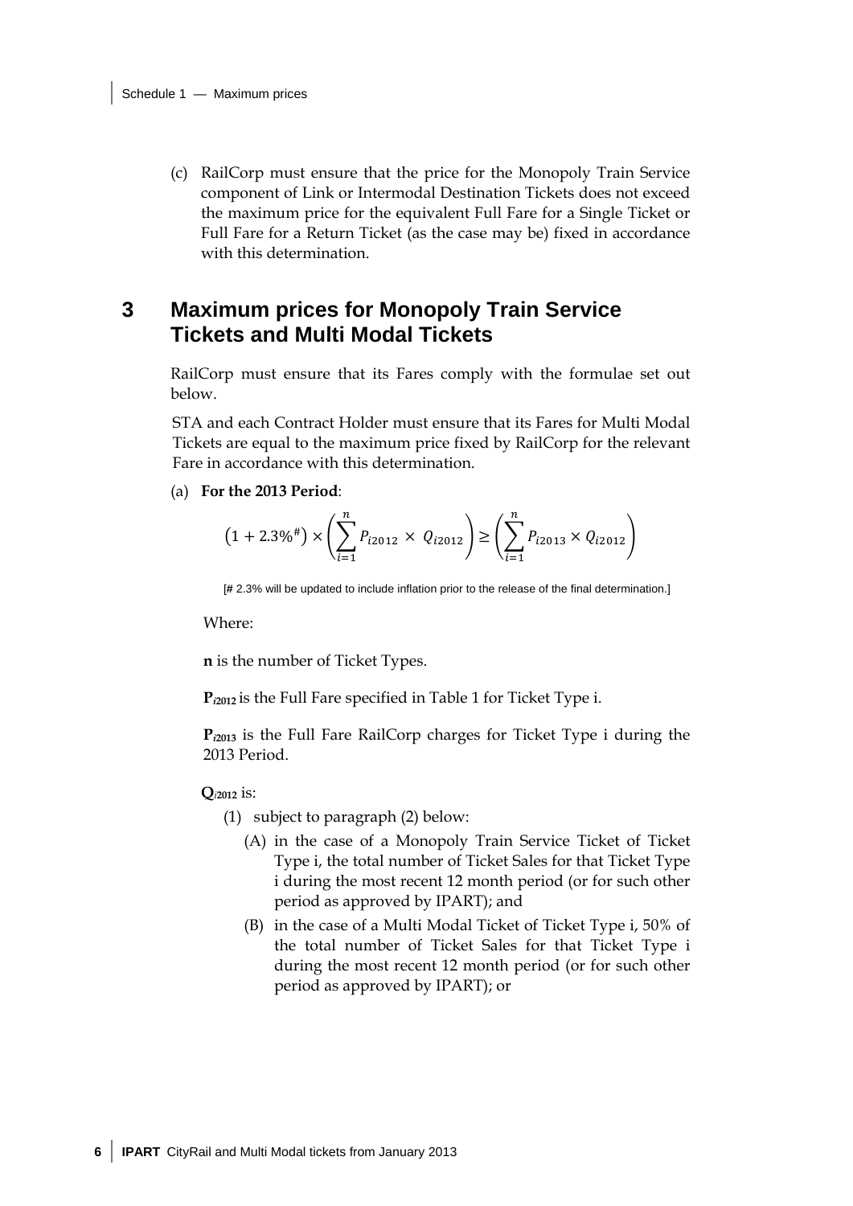(c) RailCorp must ensure that the price for the Monopoly Train Service component of Link or Intermodal Destination Tickets does not exceed the maximum price for the equivalent Full Fare for a Single Ticket or Full Fare for a Return Ticket (as the case may be) fixed in accordance with this determination.

## 3 Maximum prices for Monopoly Train Service Tickets and Multi Modal Tickets

RailCorp must ensure that its Fares comply with the formulae set out below.

STA and each Contract Holder must ensure that its Fares for Multi Modal Tickets are equal to the maximum price fixed by RailCorp for the relevant Fare in accordance with this determination.

(a) **For the 2013 Period**:

$$\left(1 + 2.3\%^{\#}\right) \times \left(\sum_{i=1}^{n} P_{i2012} \times Q_{i2012}\right) \geq \left(\sum_{i=1}^{n} P_{i2013} \times Q_{i2012}\right)$$

[# 2.3% will be updated to include inflation prior to the release of the final determination.]

Where:

**n** is the number of Ticket Types.

$\mathbf{P}_{i2012}$ is the Full Fare specified in Table 1 for Ticket Type i.

$\mathbf{P}_{i2013}$ is the Full Fare RailCorp charges for Ticket Type i during the 2013 Period.

$\mathbf{Q}_{i2012}$ is:

(1) subject to paragraph (2) below:

(A) in the case of a Monopoly Train Service Ticket of Ticket Type i, the total number of Ticket Sales for that Ticket Type i during the most recent 12 month period (or for such other period as approved by IPART); and

(B) in the case of a Multi Modal Ticket of Ticket Type i, 50% of the total number of Ticket Sales for that Ticket Type i during the most recent 12 month period (or for such other period as approved by IPART); or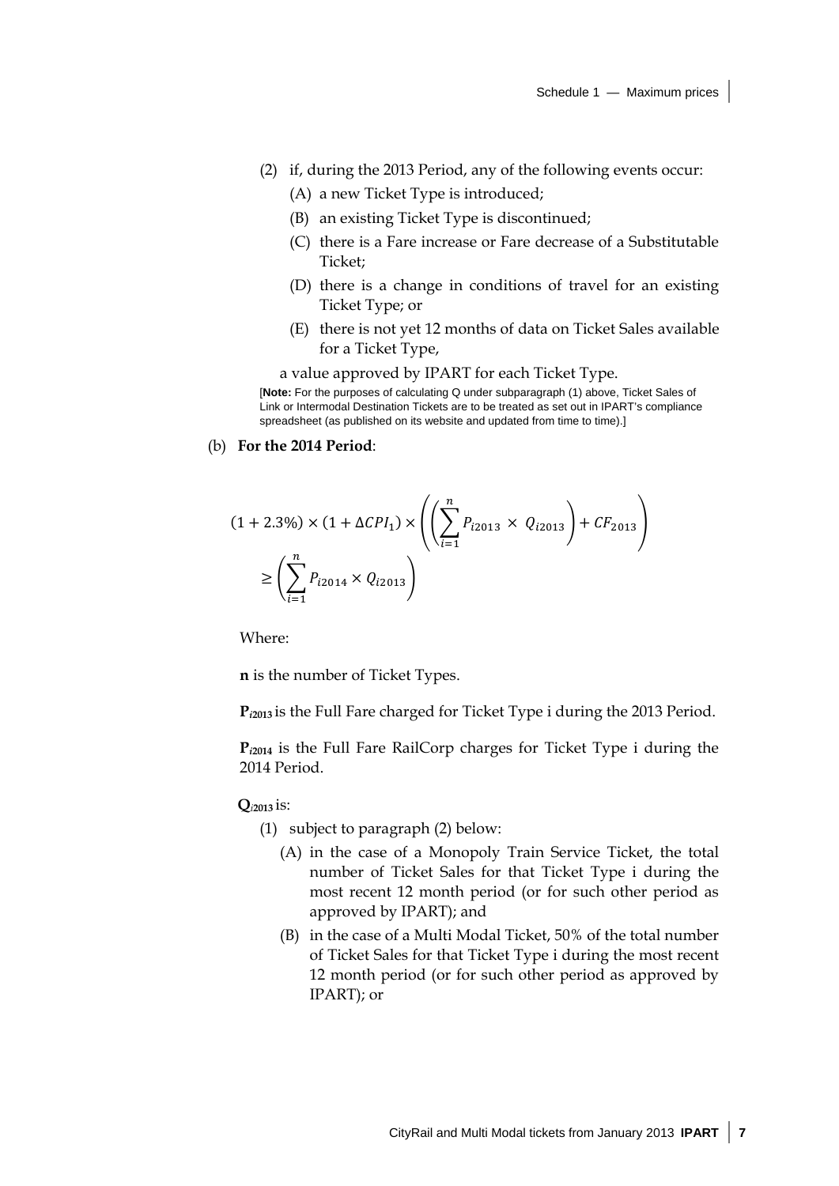(2) if, during the 2013 Period, any of the following events occur:

(A) a new Ticket Type is introduced;

(B) an existing Ticket Type is discontinued;

(C) there is a Fare increase or Fare decrease of a Substitutable Ticket;

(D) there is a change in conditions of travel for an existing Ticket Type; or

(E) there is not yet 12 months of data on Ticket Sales available for a Ticket Type,

a value approved by IPART for each Ticket Type.

[**Note:** For the purposes of calculating Q under subparagraph (1) above, Ticket Sales of Link or Intermodal Destination Tickets are to be treated as set out in IPART's compliance spreadsheet (as published on its website and updated from time to time).]

(b) **For the 2014 Period**:

$$(1 + 2.3\%) \times (1 + \Delta CPI_1) \times \left( \left( \sum_{i=1}^{n} P_{i2013} \times Q_{i2013} \right) + CF_{2013} \right) \geq \left( \sum_{i=1}^{n} P_{i2014} \times Q_{i2013} \right)$$

Where:

**n** is the number of Ticket Types.

$P_{i2013}$ is the Full Fare charged for Ticket Type i during the 2013 Period.

$P_{i2014}$ is the Full Fare RailCorp charges for Ticket Type i during the 2014 Period.

$Q_{i2013}$ is:

(1) subject to paragraph (2) below:

(A) in the case of a Monopoly Train Service Ticket, the total number of Ticket Sales for that Ticket Type i during the most recent 12 month period (or for such other period as approved by IPART); and

(B) in the case of a Multi Modal Ticket, 50% of the total number of Ticket Sales for that Ticket Type i during the most recent 12 month period (or for such other period as approved by IPART); or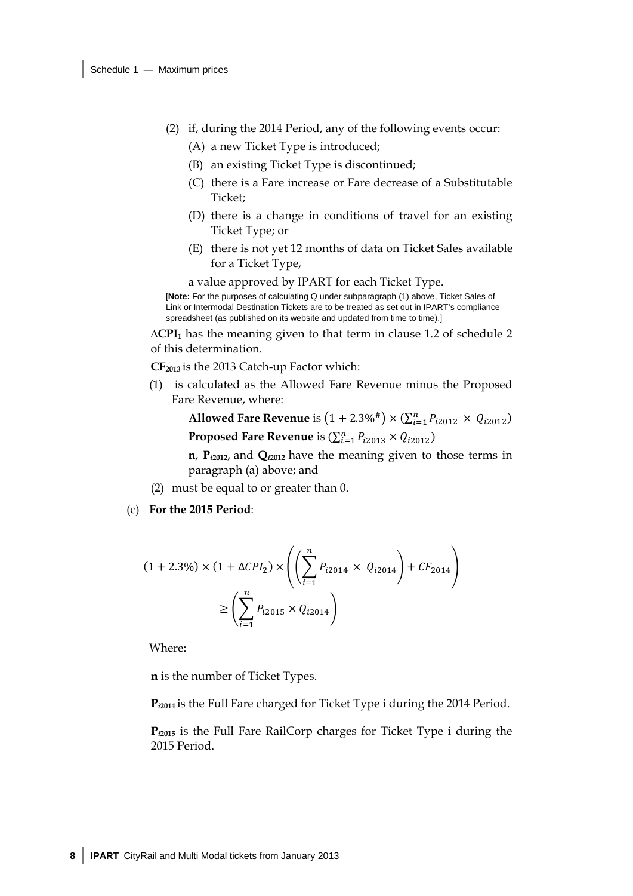(2) if, during the 2014 Period, any of the following events occur:

(A) a new Ticket Type is introduced;

(B) an existing Ticket Type is discontinued;

(C) there is a Fare increase or Fare decrease of a Substitutable Ticket;

(D) there is a change in conditions of travel for an existing Ticket Type; or

(E) there is not yet 12 months of data on Ticket Sales available for a Ticket Type,

a value approved by IPART for each Ticket Type.

[**Note:** For the purposes of calculating Q under subparagraph (1) above, Ticket Sales of Link or Intermodal Destination Tickets are to be treated as set out in IPART's compliance spreadsheet (as published on its website and updated from time to time).]

**$\Delta CPI_1$** has the meaning given to that term in clause 1.2 of schedule 2 of this determination.

**$CF_{2013}$** is the 2013 Catch-up Factor which:

(1) is calculated as the Allowed Fare Revenue minus the Proposed Fare Revenue, where:

**Allowed Fare Revenue** is $\left(1 + 2.3\%^{\#}\right) \times \left(\sum_{i=1}^{n} P_{i2012} \times Q_{i2012}\right)$

**Proposed Fare Revenue** is $\left(\sum_{i=1}^{n} P_{i2013} \times Q_{i2012}\right)$

**n**, **$P_{i2012}$**, and **$Q_{i2012}$** have the meaning given to those terms in paragraph (a) above; and

(2) must be equal to or greater than 0.

(c) **For the 2015 Period**:

$$(1 + 2.3\%) \times (1 + \Delta CPI_2) \times \left( \left( \sum_{i=1}^{n} P_{i2014} \times Q_{i2014} \right) + CF_{2014} \right) \geq \left( \sum_{i=1}^{n} P_{i2015} \times Q_{i2014} \right)$$

Where:

**n** is the number of Ticket Types.

**$P_{i2014}$** is the Full Fare charged for Ticket Type i during the 2014 Period.

**$P_{i2015}$** is the Full Fare RailCorp charges for Ticket Type i during the 2015 Period.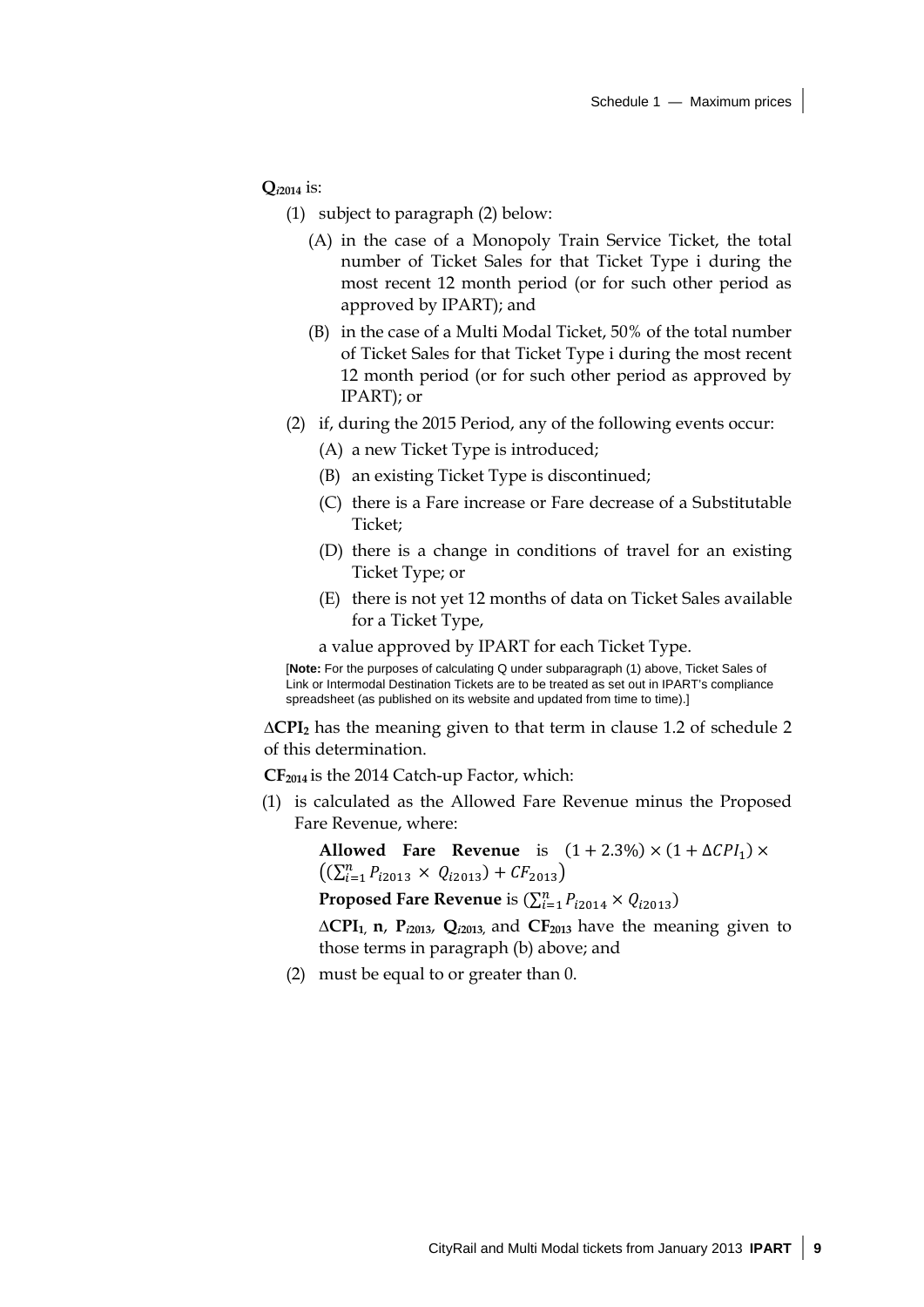$\mathbf{Q_{i2014}}$ is:

(1) subject to paragraph (2) below:

(A) in the case of a Monopoly Train Service Ticket, the total number of Ticket Sales for that Ticket Type i during the most recent 12 month period (or for such other period as approved by IPART); and

(B) in the case of a Multi Modal Ticket, 50% of the total number of Ticket Sales for that Ticket Type i during the most recent 12 month period (or for such other period as approved by IPART); or

(2) if, during the 2015 Period, any of the following events occur:

(A) a new Ticket Type is introduced;

(B) an existing Ticket Type is discontinued;

(C) there is a Fare increase or Fare decrease of a Substitutable Ticket;

(D) there is a change in conditions of travel for an existing Ticket Type; or

(E) there is not yet 12 months of data on Ticket Sales available for a Ticket Type,

a value approved by IPART for each Ticket Type.

[**Note:** For the purposes of calculating Q under subparagraph (1) above, Ticket Sales of Link or Intermodal Destination Tickets are to be treated as set out in IPART's compliance spreadsheet (as published on its website and updated from time to time).]

$\mathbf{\Delta CPI_2}$ has the meaning given to that term in clause 1.2 of schedule 2 of this determination.

$\mathbf{CF_{2014}}$ is the 2014 Catch-up Factor, which:

(1) is calculated as the Allowed Fare Revenue minus the Proposed Fare Revenue, where:

**Allowed Fare Revenue** is $(1 + 2.3\%) \times (1 + \Delta CPI_1) \times \left(\left(\sum_{i=1}^{n} P_{i2013} \times Q_{i2013}\right) + CF_{2013}\right)$

**Proposed Fare Revenue** is $\left(\sum_{i=1}^{n} P_{i2014} \times Q_{i2013}\right)$

$\mathbf{\Delta CPI_1}$, **n**, $\mathbf{P_{i2013}}$, $\mathbf{Q_{i2013}}$, and $\mathbf{CF_{2013}}$ have the meaning given to those terms in paragraph (b) above; and

(2) must be equal to or greater than 0.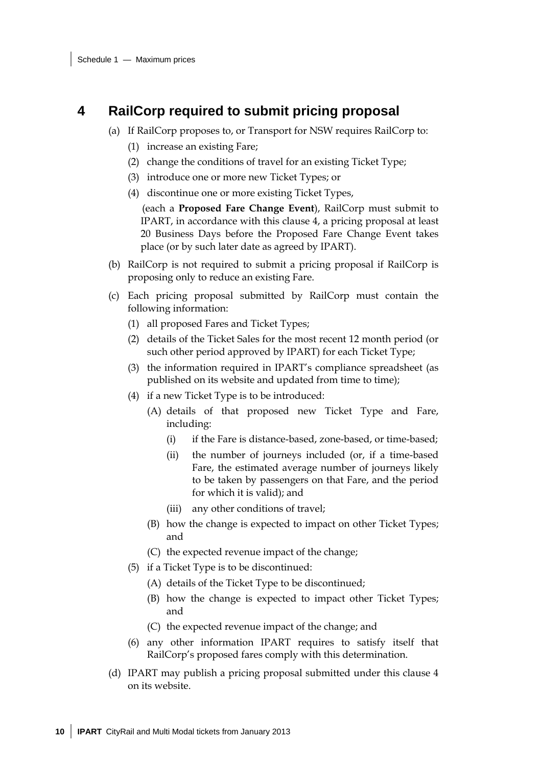## 4 RailCorp required to submit pricing proposal

(a) If RailCorp proposes to, or Transport for NSW requires RailCorp to:

(1) increase an existing Fare;

(2) change the conditions of travel for an existing Ticket Type;

(3) introduce one or more new Ticket Types; or

(4) discontinue one or more existing Ticket Types,

(each a **Proposed Fare Change Event**), RailCorp must submit to IPART, in accordance with this clause 4, a pricing proposal at least 20 Business Days before the Proposed Fare Change Event takes place (or by such later date as agreed by IPART).

(b) RailCorp is not required to submit a pricing proposal if RailCorp is proposing only to reduce an existing Fare.

(c) Each pricing proposal submitted by RailCorp must contain the following information:

(1) all proposed Fares and Ticket Types;

(2) details of the Ticket Sales for the most recent 12 month period (or such other period approved by IPART) for each Ticket Type;

(3) the information required in IPART's compliance spreadsheet (as published on its website and updated from time to time);

(4) if a new Ticket Type is to be introduced:

(A) details of that proposed new Ticket Type and Fare, including:

(i) if the Fare is distance-based, zone-based, or time-based;

(ii) the number of journeys included (or, if a time-based Fare, the estimated average number of journeys likely to be taken by passengers on that Fare, and the period for which it is valid); and

(iii) any other conditions of travel;

(B) how the change is expected to impact on other Ticket Types; and

(C) the expected revenue impact of the change;

(5) if a Ticket Type is to be discontinued:

(A) details of the Ticket Type to be discontinued;

(B) how the change is expected to impact other Ticket Types; and

(C) the expected revenue impact of the change; and

(6) any other information IPART requires to satisfy itself that RailCorp's proposed fares comply with this determination.

(d) IPART may publish a pricing proposal submitted under this clause 4 on its website.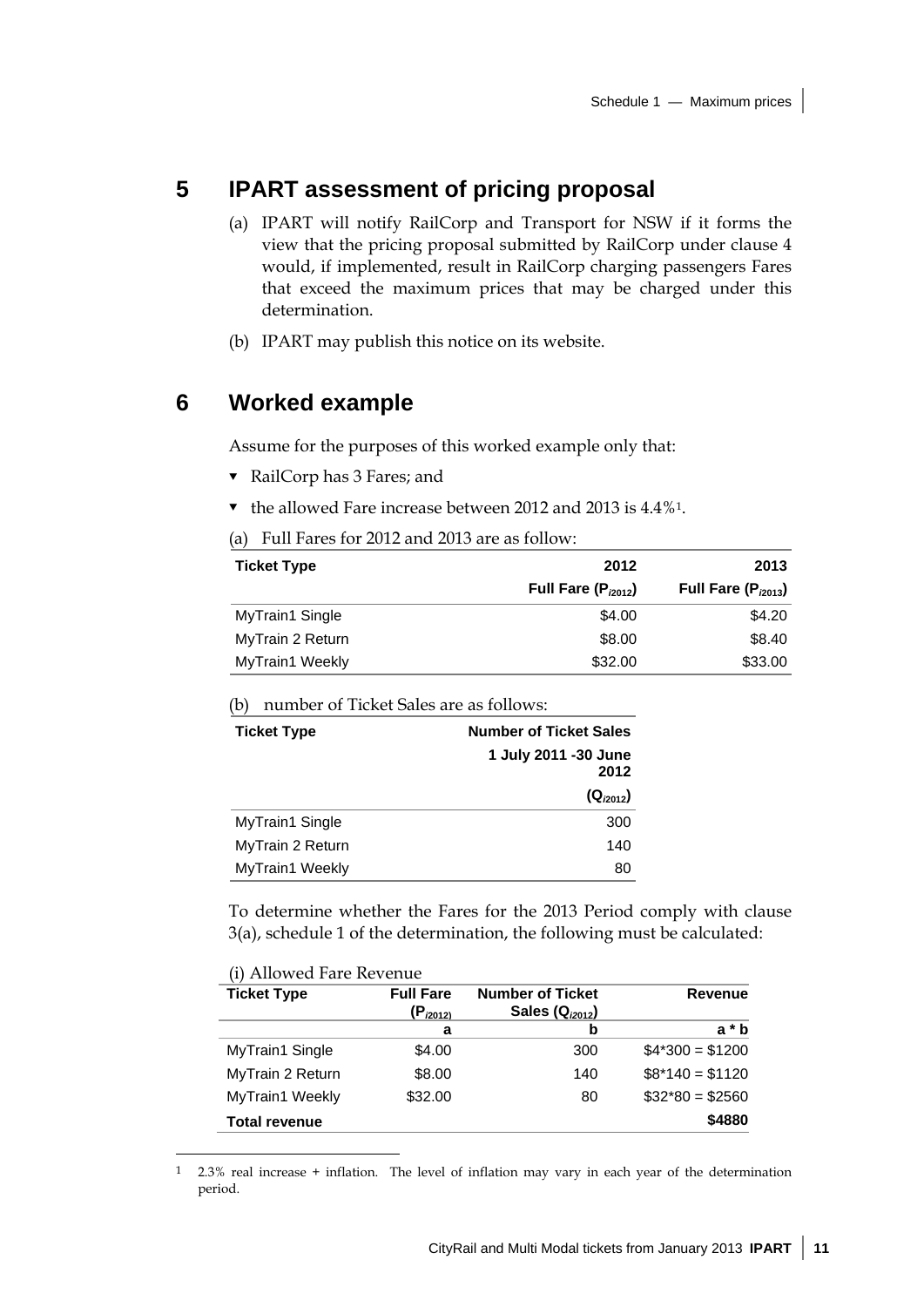## 5 IPART assessment of pricing proposal

(a) IPART will notify RailCorp and Transport for NSW if it forms the view that the pricing proposal submitted by RailCorp under clause 4 would, if implemented, result in RailCorp charging passengers Fares that exceed the maximum prices that may be charged under this determination.

(b) IPART may publish this notice on its website.

## 6 Worked example

Assume for the purposes of this worked example only that:

- RailCorp has 3 Fares; and
- the allowed Fare increase between 2012 and 2013 is 4.4%[1].

(a) Full Fares for 2012 and 2013 are as follow:

| Ticket Type | 2012 Full Fare ($P_{i2012}$) | 2013 Full Fare ($P_{i2013}$) |
|---|---|---|
| MyTrain1 Single | $4.00 | $4.20 |
| MyTrain 2 Return | $8.00 | $8.40 |
| MyTrain1 Weekly | $32.00 | $33.00 |

(b) number of Ticket Sales are as follows:

| Ticket Type | Number of Ticket Sales 1 July 2011 -30 June 2012 ($Q_{i2012}$) |
|---|---|
| MyTrain1 Single | 300 |
| MyTrain 2 Return | 140 |
| MyTrain1 Weekly | 80 |

To determine whether the Fares for the 2013 Period comply with clause 3(a), schedule 1 of the determination, the following must be calculated:

(i) Allowed Fare Revenue

| Ticket Type | Full Fare ($P_{i2012}$) | Number of Ticket Sales ($Q_{i2012}$) | Revenue |
|---|---|---|---|
| | a | b | a * b |
| MyTrain1 Single | $4.00 | 300 | $4*300 = $1200 |
| MyTrain 2 Return | $8.00 | 140 | $8*140 = $1120 |
| MyTrain1 Weekly | $32.00 | 80 | $32*80 = $2560 |
| **Total revenue** | | | **$4880** |

[1] 2.3% real increase + inflation. The level of inflation may vary in each year of the determination period.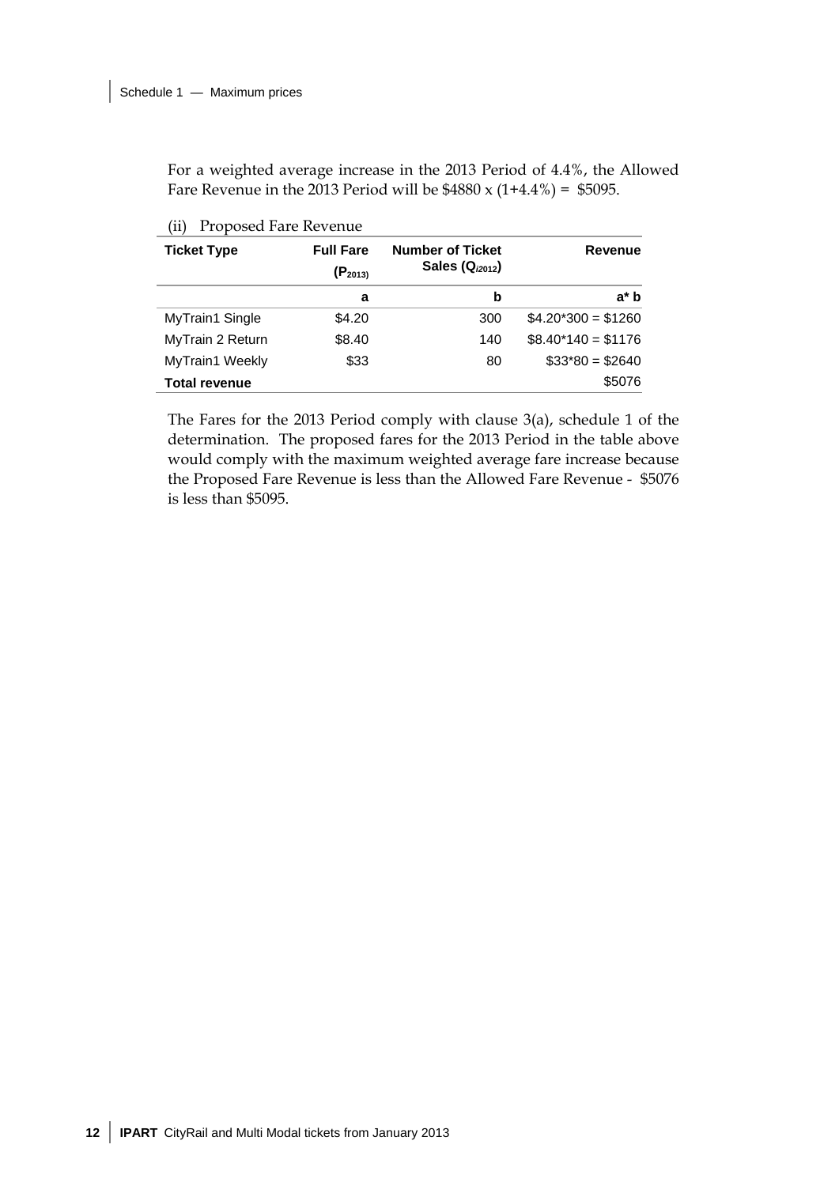For a weighted average increase in the 2013 Period of 4.4%, the Allowed Fare Revenue in the 2013 Period will be $4880 x (1+4.4%) = $5095.

(ii) Proposed Fare Revenue

| Ticket Type | Full Fare ($P_{2013}$) | Number of Ticket Sales ($Q_{i2012}$) | Revenue |
|---|---|---|---|
| | **a** | **b** | **a* b** |
| MyTrain1 Single | $4.20 | 300 | $4.20*300 = $1260 |
| MyTrain 2 Return | $8.40 | 140 | $8.40*140 = $1176 |
| MyTrain1 Weekly | $33 | 80 | $33*80 = $2640 |
| **Total revenue** | | | $5076 |

The Fares for the 2013 Period comply with clause 3(a), schedule 1 of the determination. The proposed fares for the 2013 Period in the table above would comply with the maximum weighted average fare increase because the Proposed Fare Revenue is less than the Allowed Fare Revenue - $5076 is less than $5095.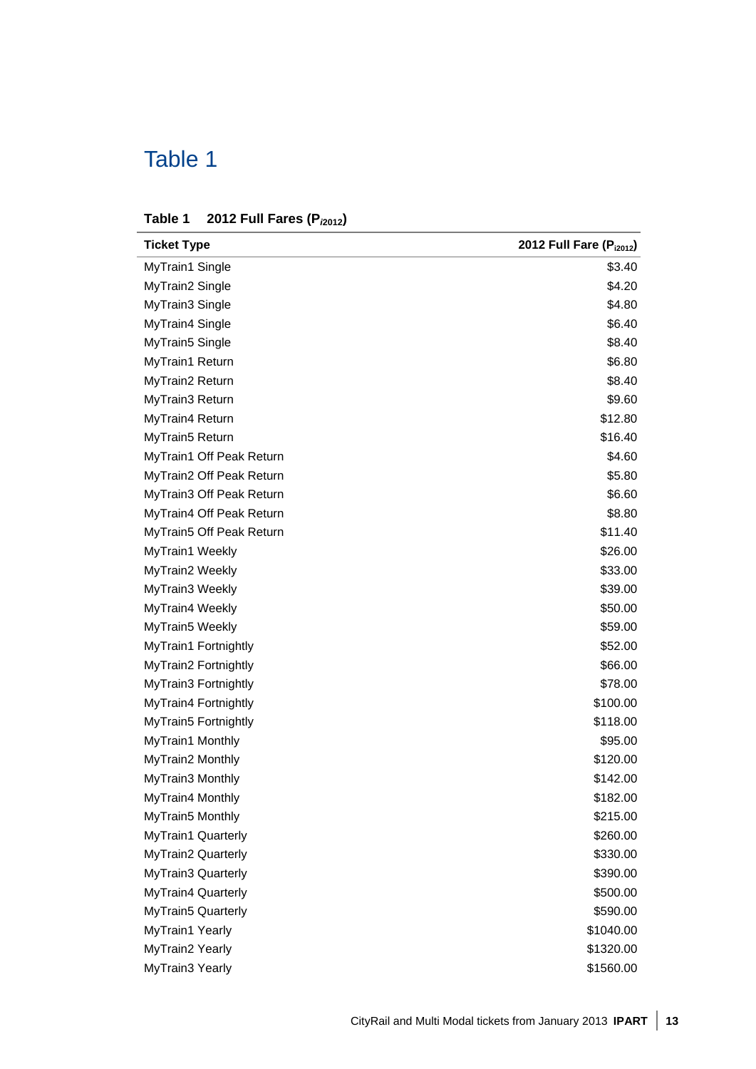# Table 1

**Table 1 2012 Full Fares ($P_{i2012}$)**

| Ticket Type | 2012 Full Fare ($P_{i2012}$) |
|---|---:|
| MyTrain1 Single | \$3.40 |
| MyTrain2 Single | \$4.20 |
| MyTrain3 Single | \$4.80 |
| MyTrain4 Single | \$6.40 |
| MyTrain5 Single | \$8.40 |
| MyTrain1 Return | \$6.80 |
| MyTrain2 Return | \$8.40 |
| MyTrain3 Return | \$9.60 |
| MyTrain4 Return | \$12.80 |
| MyTrain5 Return | \$16.40 |
| MyTrain1 Off Peak Return | \$4.60 |
| MyTrain2 Off Peak Return | \$5.80 |
| MyTrain3 Off Peak Return | \$6.60 |
| MyTrain4 Off Peak Return | \$8.80 |
| MyTrain5 Off Peak Return | \$11.40 |
| MyTrain1 Weekly | \$26.00 |
| MyTrain2 Weekly | \$33.00 |
| MyTrain3 Weekly | \$39.00 |
| MyTrain4 Weekly | \$50.00 |
| MyTrain5 Weekly | \$59.00 |
| MyTrain1 Fortnightly | \$52.00 |
| MyTrain2 Fortnightly | \$66.00 |
| MyTrain3 Fortnightly | \$78.00 |
| MyTrain4 Fortnightly | \$100.00 |
| MyTrain5 Fortnightly | \$118.00 |
| MyTrain1 Monthly | \$95.00 |
| MyTrain2 Monthly | \$120.00 |
| MyTrain3 Monthly | \$142.00 |
| MyTrain4 Monthly | \$182.00 |
| MyTrain5 Monthly | \$215.00 |
| MyTrain1 Quarterly | \$260.00 |
| MyTrain2 Quarterly | \$330.00 |
| MyTrain3 Quarterly | \$390.00 |
| MyTrain4 Quarterly | \$500.00 |
| MyTrain5 Quarterly | \$590.00 |
| MyTrain1 Yearly | \$1040.00 |
| MyTrain2 Yearly | \$1320.00 |
| MyTrain3 Yearly | \$1560.00 |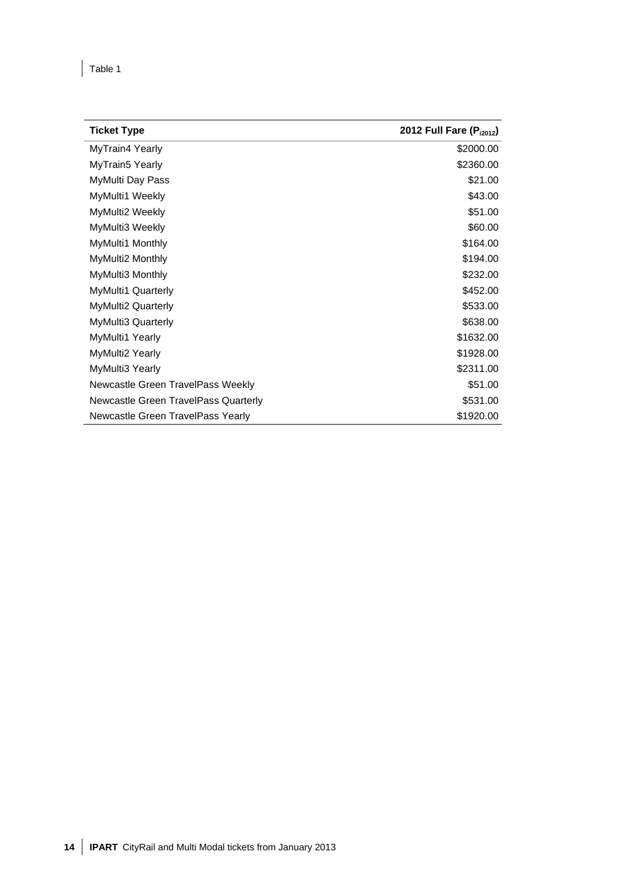Table 1

| Ticket Type | 2012 Full Fare ($P_{i2012}$) |
|---|---|
| MyTrain4 Yearly | \$2000.00 |
| MyTrain5 Yearly | \$2360.00 |
| MyMulti Day Pass | \$21.00 |
| MyMulti1 Weekly | \$43.00 |
| MyMulti2 Weekly | \$51.00 |
| MyMulti3 Weekly | \$60.00 |
| MyMulti1 Monthly | \$164.00 |
| MyMulti2 Monthly | \$194.00 |
| MyMulti3 Monthly | \$232.00 |
| MyMulti1 Quarterly | \$452.00 |
| MyMulti2 Quarterly | \$533.00 |
| MyMulti3 Quarterly | \$638.00 |
| MyMulti1 Yearly | \$1632.00 |
| MyMulti2 Yearly | \$1928.00 |
| MyMulti3 Yearly | \$2311.00 |
| Newcastle Green TravelPass Weekly | \$51.00 |
| Newcastle Green TravelPass Quarterly | \$531.00 |
| Newcastle Green TravelPass Yearly | \$1920.00 |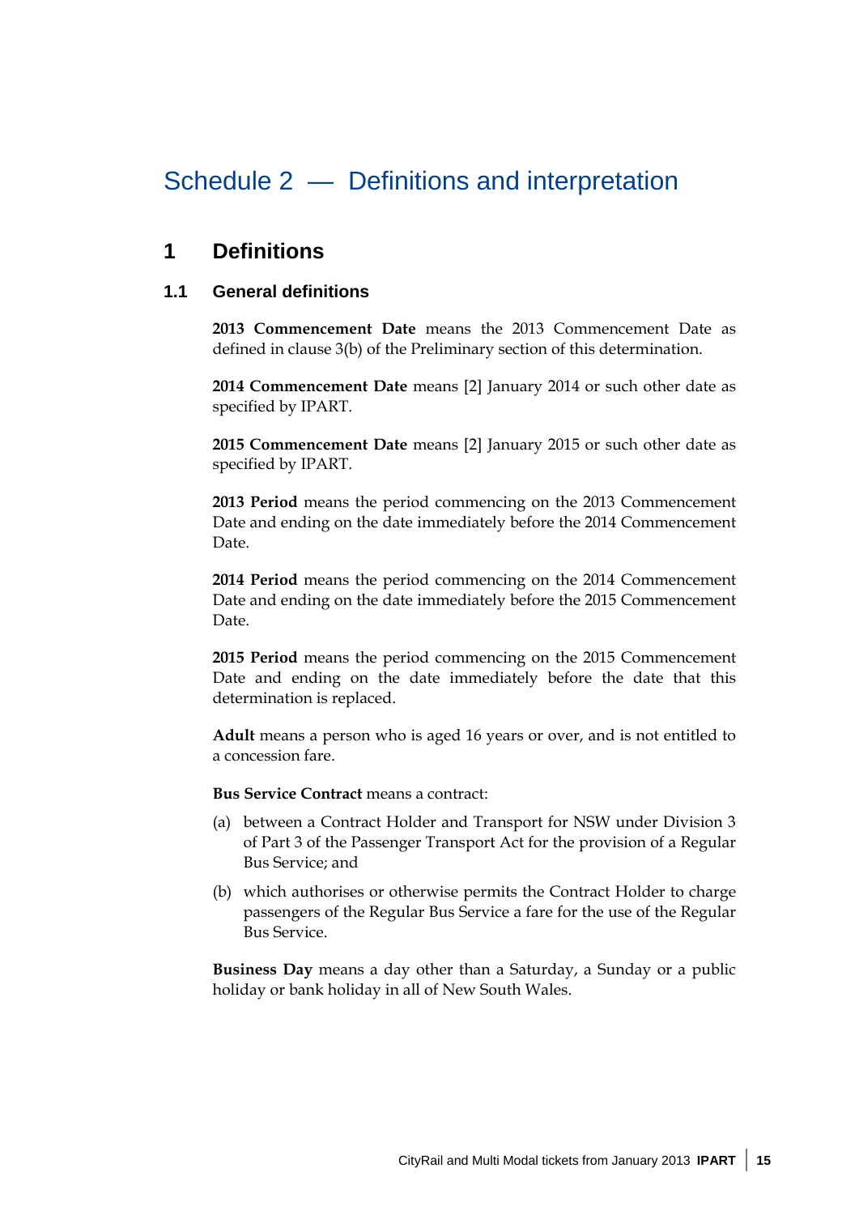# Schedule 2 — Definitions and interpretation

## 1 Definitions

### 1.1 General definitions

**2013 Commencement Date** means the 2013 Commencement Date as defined in clause 3(b) of the Preliminary section of this determination.

**2014 Commencement Date** means [2] January 2014 or such other date as specified by IPART.

**2015 Commencement Date** means [2] January 2015 or such other date as specified by IPART.

**2013 Period** means the period commencing on the 2013 Commencement Date and ending on the date immediately before the 2014 Commencement Date.

**2014 Period** means the period commencing on the 2014 Commencement Date and ending on the date immediately before the 2015 Commencement Date.

**2015 Period** means the period commencing on the 2015 Commencement Date and ending on the date immediately before the date that this determination is replaced.

**Adult** means a person who is aged 16 years or over, and is not entitled to a concession fare.

**Bus Service Contract** means a contract:

(a) between a Contract Holder and Transport for NSW under Division 3 of Part 3 of the Passenger Transport Act for the provision of a Regular Bus Service; and

(b) which authorises or otherwise permits the Contract Holder to charge passengers of the Regular Bus Service a fare for the use of the Regular Bus Service.

**Business Day** means a day other than a Saturday, a Sunday or a public holiday or bank holiday in all of New South Wales.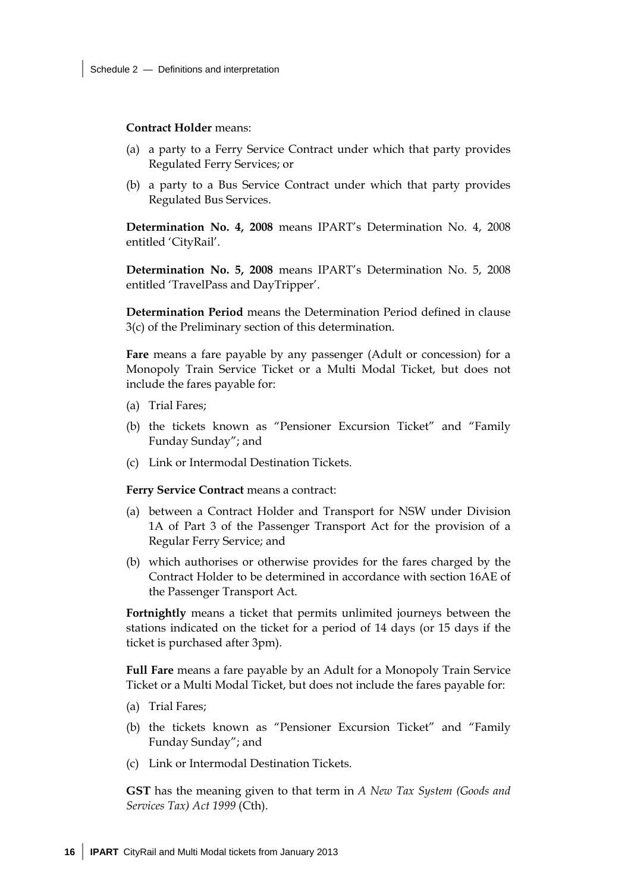**Contract Holder** means:

(a) a party to a Ferry Service Contract under which that party provides Regulated Ferry Services; or

(b) a party to a Bus Service Contract under which that party provides Regulated Bus Services.

**Determination No. 4, 2008** means IPART's Determination No. 4, 2008 entitled 'CityRail'.

**Determination No. 5, 2008** means IPART's Determination No. 5, 2008 entitled 'TravelPass and DayTripper'.

**Determination Period** means the Determination Period defined in clause 3(c) of the Preliminary section of this determination.

**Fare** means a fare payable by any passenger (Adult or concession) for a Monopoly Train Service Ticket or a Multi Modal Ticket, but does not include the fares payable for:

(a) Trial Fares;

(b) the tickets known as "Pensioner Excursion Ticket" and "Family Funday Sunday"; and

(c) Link or Intermodal Destination Tickets.

**Ferry Service Contract** means a contract:

(a) between a Contract Holder and Transport for NSW under Division 1A of Part 3 of the Passenger Transport Act for the provision of a Regular Ferry Service; and

(b) which authorises or otherwise provides for the fares charged by the Contract Holder to be determined in accordance with section 16AE of the Passenger Transport Act.

**Fortnightly** means a ticket that permits unlimited journeys between the stations indicated on the ticket for a period of 14 days (or 15 days if the ticket is purchased after 3pm).

**Full Fare** means a fare payable by an Adult for a Monopoly Train Service Ticket or a Multi Modal Ticket, but does not include the fares payable for:

(a) Trial Fares;

(b) the tickets known as "Pensioner Excursion Ticket" and "Family Funday Sunday"; and

(c) Link or Intermodal Destination Tickets.

**GST** has the meaning given to that term in *A New Tax System (Goods and Services Tax) Act 1999* (Cth).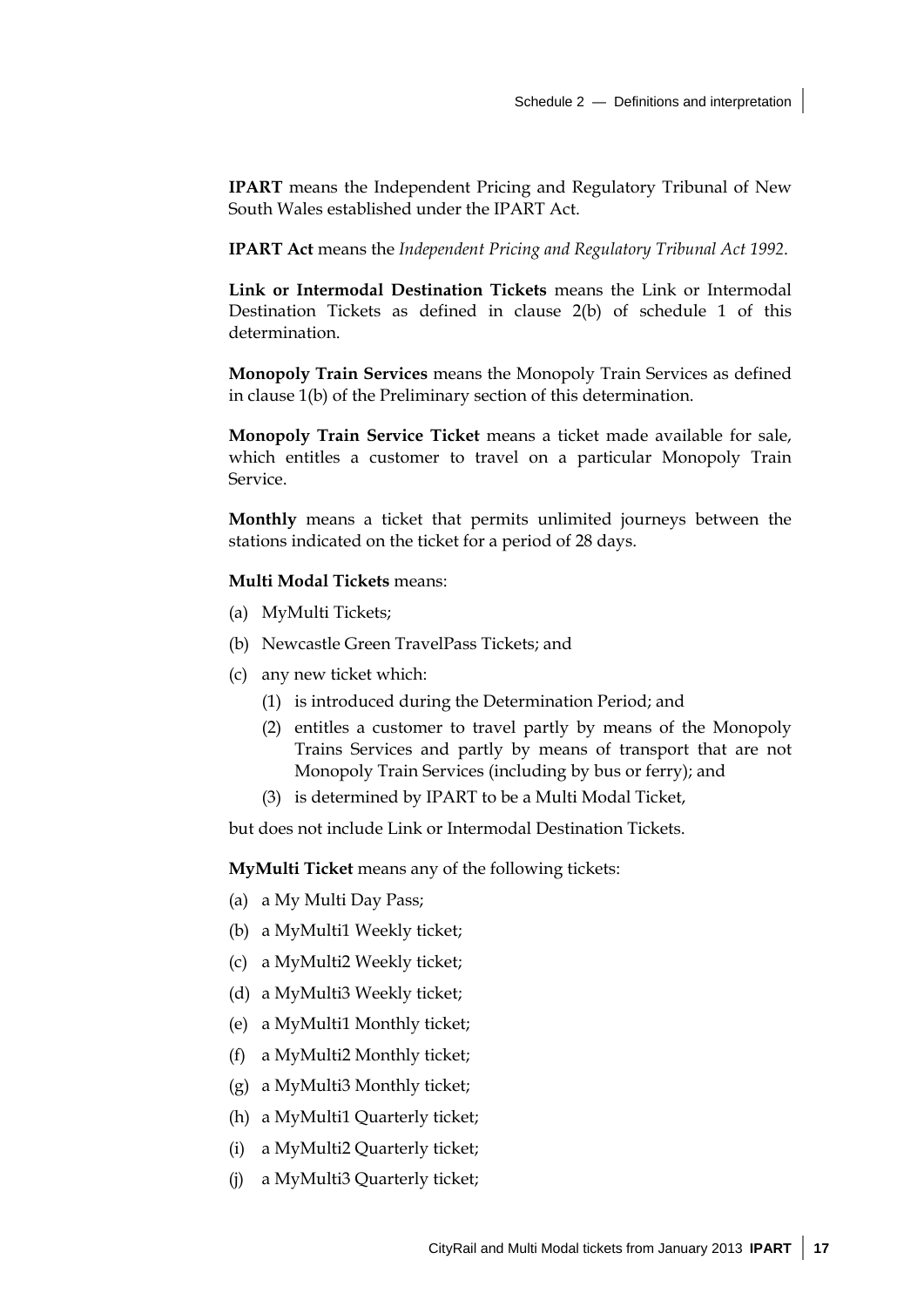**IPART** means the Independent Pricing and Regulatory Tribunal of New South Wales established under the IPART Act.

**IPART Act** means the *Independent Pricing and Regulatory Tribunal Act 1992*.

**Link or Intermodal Destination Tickets** means the Link or Intermodal Destination Tickets as defined in clause 2(b) of schedule 1 of this determination.

**Monopoly Train Services** means the Monopoly Train Services as defined in clause 1(b) of the Preliminary section of this determination.

**Monopoly Train Service Ticket** means a ticket made available for sale, which entitles a customer to travel on a particular Monopoly Train Service.

**Monthly** means a ticket that permits unlimited journeys between the stations indicated on the ticket for a period of 28 days.

**Multi Modal Tickets** means:

(a) MyMulti Tickets;

(b) Newcastle Green TravelPass Tickets; and

(c) any new ticket which:

 (1) is introduced during the Determination Period; and

 (2) entitles a customer to travel partly by means of the Monopoly Trains Services and partly by means of transport that are not Monopoly Train Services (including by bus or ferry); and

 (3) is determined by IPART to be a Multi Modal Ticket,

but does not include Link or Intermodal Destination Tickets.

**MyMulti Ticket** means any of the following tickets:

(a) a My Multi Day Pass;

(b) a MyMulti1 Weekly ticket;

(c) a MyMulti2 Weekly ticket;

(d) a MyMulti3 Weekly ticket;

(e) a MyMulti1 Monthly ticket;

(f) a MyMulti2 Monthly ticket;

(g) a MyMulti3 Monthly ticket;

(h) a MyMulti1 Quarterly ticket;

(i) a MyMulti2 Quarterly ticket;

(j) a MyMulti3 Quarterly ticket;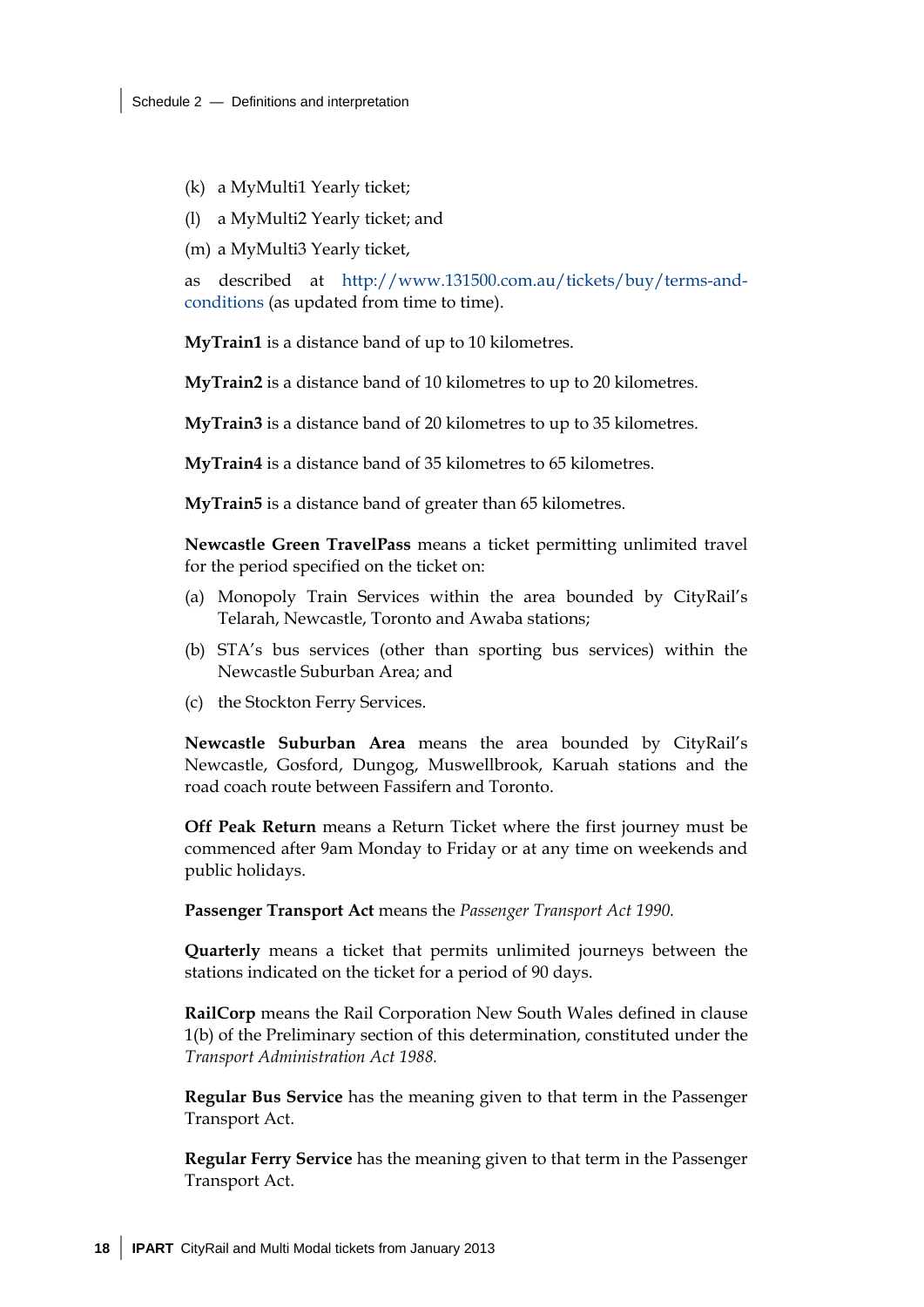(k) a MyMulti1 Yearly ticket;

(l) a MyMulti2 Yearly ticket; and

(m) a MyMulti3 Yearly ticket,

as described at http://www.131500.com.au/tickets/buy/terms-and-conditions (as updated from time to time).

**MyTrain1** is a distance band of up to 10 kilometres.

**MyTrain2** is a distance band of 10 kilometres to up to 20 kilometres.

**MyTrain3** is a distance band of 20 kilometres to up to 35 kilometres.

**MyTrain4** is a distance band of 35 kilometres to 65 kilometres.

**MyTrain5** is a distance band of greater than 65 kilometres.

**Newcastle Green TravelPass** means a ticket permitting unlimited travel for the period specified on the ticket on:

(a) Monopoly Train Services within the area bounded by CityRail's Telarah, Newcastle, Toronto and Awaba stations;

(b) STA's bus services (other than sporting bus services) within the Newcastle Suburban Area; and

(c) the Stockton Ferry Services.

**Newcastle Suburban Area** means the area bounded by CityRail's Newcastle, Gosford, Dungog, Muswellbrook, Karuah stations and the road coach route between Fassifern and Toronto.

**Off Peak Return** means a Return Ticket where the first journey must be commenced after 9am Monday to Friday or at any time on weekends and public holidays.

**Passenger Transport Act** means the *Passenger Transport Act 1990.*

**Quarterly** means a ticket that permits unlimited journeys between the stations indicated on the ticket for a period of 90 days.

**RailCorp** means the Rail Corporation New South Wales defined in clause 1(b) of the Preliminary section of this determination, constituted under the *Transport Administration Act 1988.*

**Regular Bus Service** has the meaning given to that term in the Passenger Transport Act.

**Regular Ferry Service** has the meaning given to that term in the Passenger Transport Act.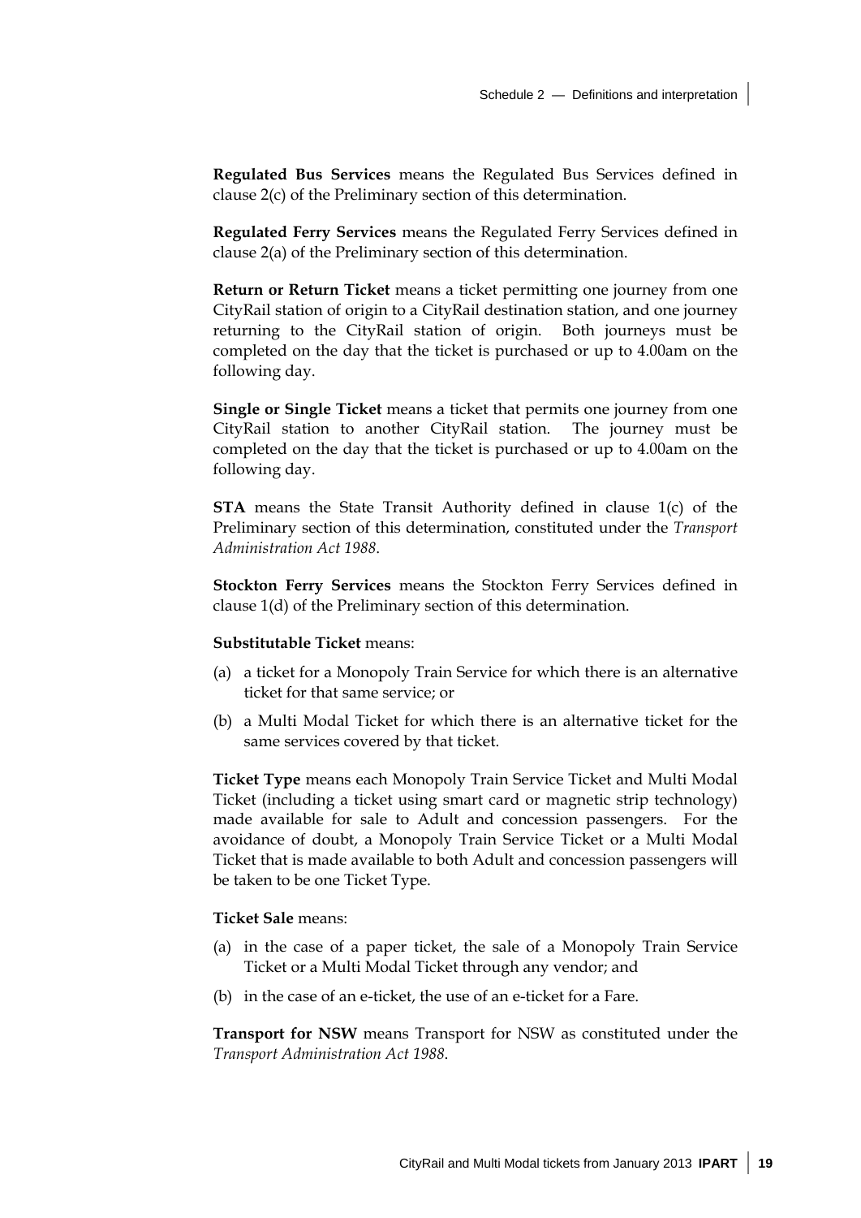**Regulated Bus Services** means the Regulated Bus Services defined in clause 2(c) of the Preliminary section of this determination.

**Regulated Ferry Services** means the Regulated Ferry Services defined in clause 2(a) of the Preliminary section of this determination.

**Return or Return Ticket** means a ticket permitting one journey from one CityRail station of origin to a CityRail destination station, and one journey returning to the CityRail station of origin. Both journeys must be completed on the day that the ticket is purchased or up to 4.00am on the following day.

**Single or Single Ticket** means a ticket that permits one journey from one CityRail station to another CityRail station. The journey must be completed on the day that the ticket is purchased or up to 4.00am on the following day.

**STA** means the State Transit Authority defined in clause 1(c) of the Preliminary section of this determination, constituted under the *Transport Administration Act 1988*.

**Stockton Ferry Services** means the Stockton Ferry Services defined in clause 1(d) of the Preliminary section of this determination.

**Substitutable Ticket** means:

(a) a ticket for a Monopoly Train Service for which there is an alternative ticket for that same service; or

(b) a Multi Modal Ticket for which there is an alternative ticket for the same services covered by that ticket.

**Ticket Type** means each Monopoly Train Service Ticket and Multi Modal Ticket (including a ticket using smart card or magnetic strip technology) made available for sale to Adult and concession passengers. For the avoidance of doubt, a Monopoly Train Service Ticket or a Multi Modal Ticket that is made available to both Adult and concession passengers will be taken to be one Ticket Type.

**Ticket Sale** means:

(a) in the case of a paper ticket, the sale of a Monopoly Train Service Ticket or a Multi Modal Ticket through any vendor; and

(b) in the case of an e-ticket, the use of an e-ticket for a Fare.

**Transport for NSW** means Transport for NSW as constituted under the *Transport Administration Act 1988*.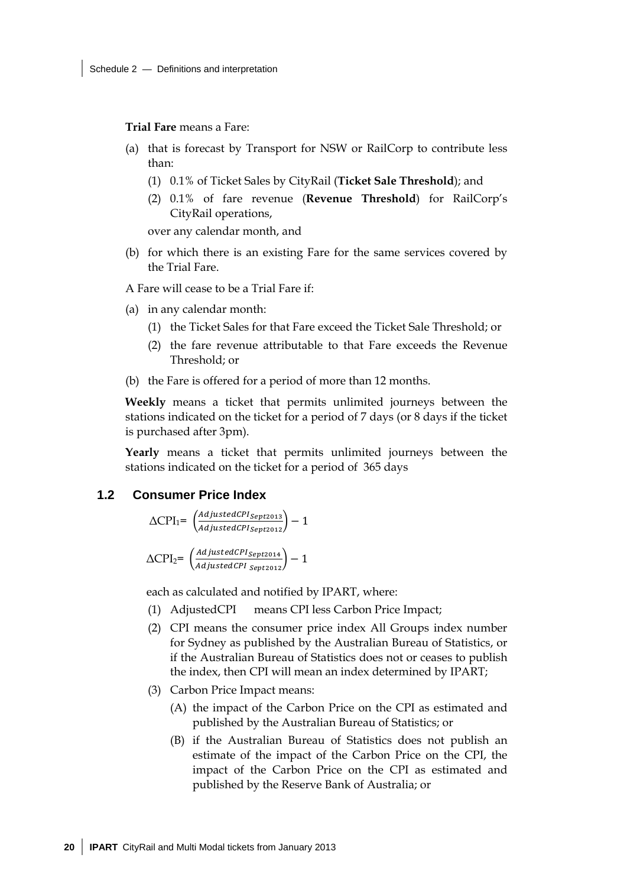**Trial Fare** means a Fare:

(a) that is forecast by Transport for NSW or RailCorp to contribute less than:

  (1) 0.1% of Ticket Sales by CityRail (**Ticket Sale Threshold**); and

  (2) 0.1% of fare revenue (**Revenue Threshold**) for RailCorp's CityRail operations,

  over any calendar month, and

(b) for which there is an existing Fare for the same services covered by the Trial Fare.

A Fare will cease to be a Trial Fare if:

(a) in any calendar month:

  (1) the Ticket Sales for that Fare exceed the Ticket Sale Threshold; or

  (2) the fare revenue attributable to that Fare exceeds the Revenue Threshold; or

(b) the Fare is offered for a period of more than 12 months.

**Weekly** means a ticket that permits unlimited journeys between the stations indicated on the ticket for a period of 7 days (or 8 days if the ticket is purchased after 3pm).

**Yearly** means a ticket that permits unlimited journeys between the stations indicated on the ticket for a period of 365 days

## 1.2 Consumer Price Index

$$\Delta CPI_1 = \left(\frac{AdjustedCPI_{Sept2013}}{AdjustedCPI_{Sept2012}}\right) - 1$$

$$\Delta CPI_2 = \left(\frac{AdjustedCPI_{Sept2014}}{AdjustedCPI_{Sept2012}}\right) - 1$$

each as calculated and notified by IPART, where:

(1) AdjustedCPI means CPI less Carbon Price Impact;

(2) CPI means the consumer price index All Groups index number for Sydney as published by the Australian Bureau of Statistics, or if the Australian Bureau of Statistics does not or ceases to publish the index, then CPI will mean an index determined by IPART;

(3) Carbon Price Impact means:

  (A) the impact of the Carbon Price on the CPI as estimated and published by the Australian Bureau of Statistics; or

  (B) if the Australian Bureau of Statistics does not publish an estimate of the impact of the Carbon Price on the CPI, the impact of the Carbon Price on the CPI as estimated and published by the Reserve Bank of Australia; or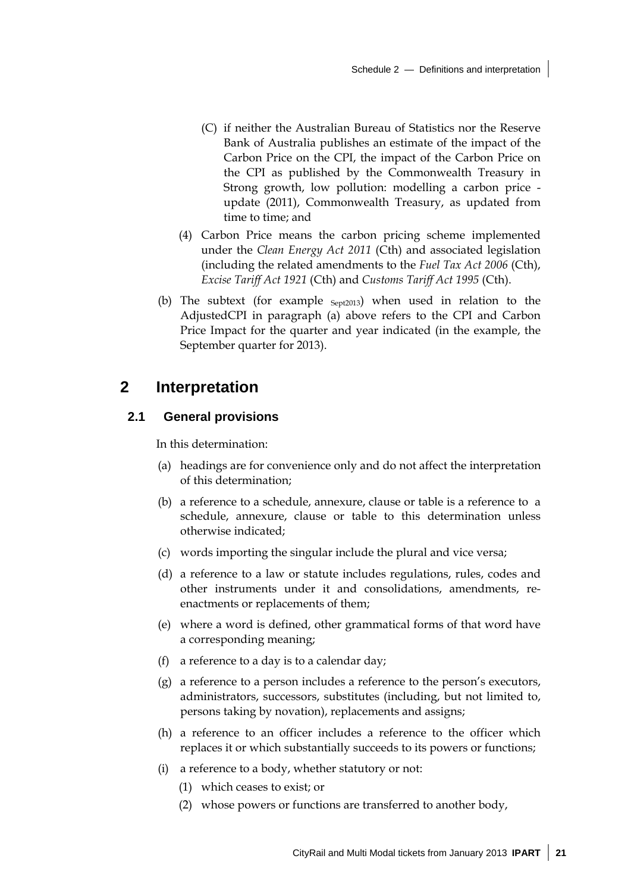(C) if neither the Australian Bureau of Statistics nor the Reserve Bank of Australia publishes an estimate of the impact of the Carbon Price on the CPI, the impact of the Carbon Price on the CPI as published by the Commonwealth Treasury in Strong growth, low pollution: modelling a carbon price - update (2011), Commonwealth Treasury, as updated from time to time; and

(4) Carbon Price means the carbon pricing scheme implemented under the *Clean Energy Act 2011* (Cth) and associated legislation (including the related amendments to the *Fuel Tax Act 2006* (Cth), *Excise Tariff Act 1921* (Cth) and *Customs Tariff Act 1995* (Cth).

(b) The subtext (for example $_{\text{Sept2013}}$) when used in relation to the AdjustedCPI in paragraph (a) above refers to the CPI and Carbon Price Impact for the quarter and year indicated (in the example, the September quarter for 2013).

## 2 Interpretation

### 2.1 General provisions

In this determination:

(a) headings are for convenience only and do not affect the interpretation of this determination;

(b) a reference to a schedule, annexure, clause or table is a reference to a schedule, annexure, clause or table to this determination unless otherwise indicated;

(c) words importing the singular include the plural and vice versa;

(d) a reference to a law or statute includes regulations, rules, codes and other instruments under it and consolidations, amendments, re-enactments or replacements of them;

(e) where a word is defined, other grammatical forms of that word have a corresponding meaning;

(f) a reference to a day is to a calendar day;

(g) a reference to a person includes a reference to the person's executors, administrators, successors, substitutes (including, but not limited to, persons taking by novation), replacements and assigns;

(h) a reference to an officer includes a reference to the officer which replaces it or which substantially succeeds to its powers or functions;

(i) a reference to a body, whether statutory or not:

(1) which ceases to exist; or

(2) whose powers or functions are transferred to another body,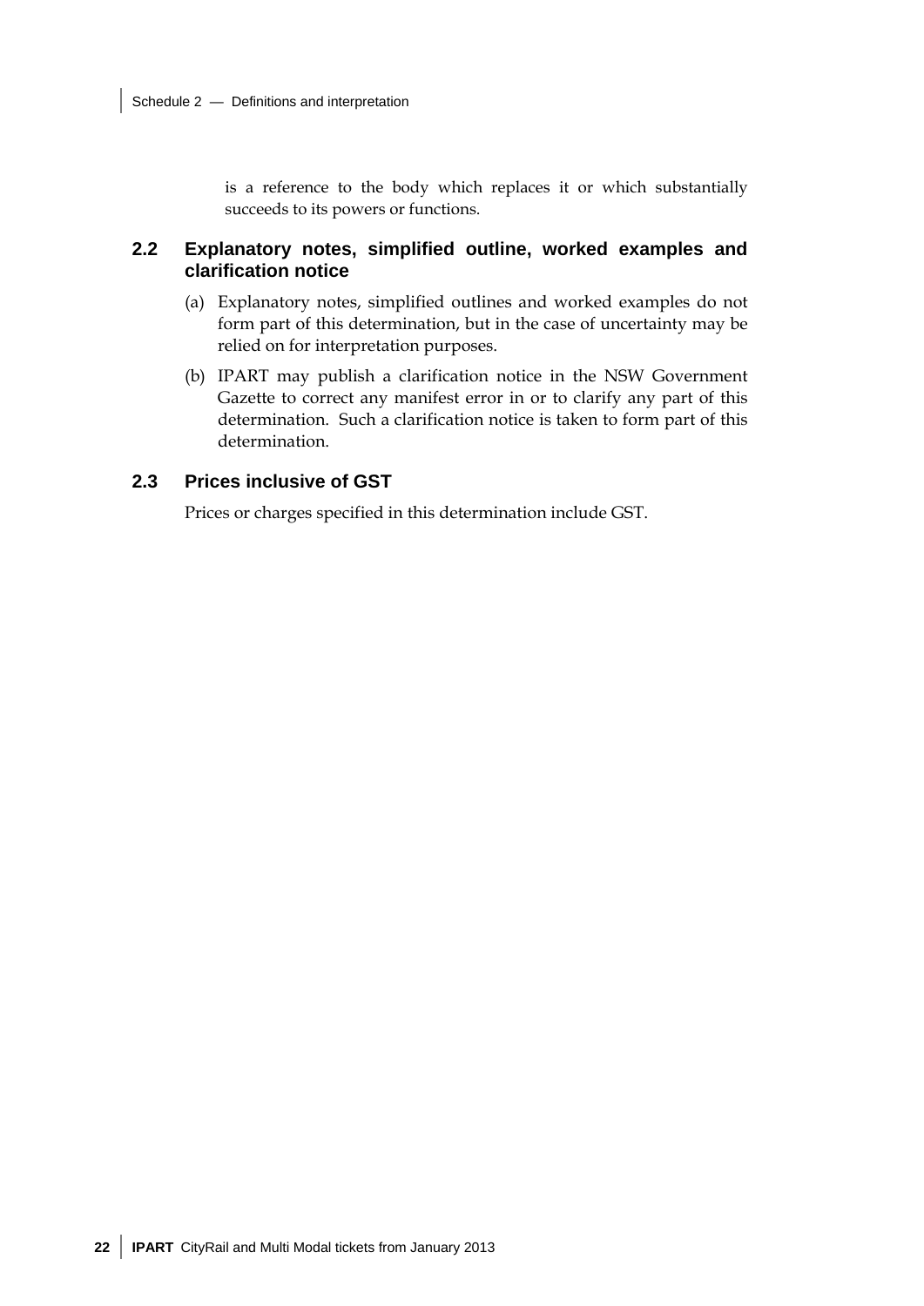is a reference to the body which replaces it or which substantially succeeds to its powers or functions.

## 2.2 Explanatory notes, simplified outline, worked examples and clarification notice

(a) Explanatory notes, simplified outlines and worked examples do not form part of this determination, but in the case of uncertainty may be relied on for interpretation purposes.

(b) IPART may publish a clarification notice in the NSW Government Gazette to correct any manifest error in or to clarify any part of this determination. Such a clarification notice is taken to form part of this determination.

## 2.3 Prices inclusive of GST

Prices or charges specified in this determination include GST.